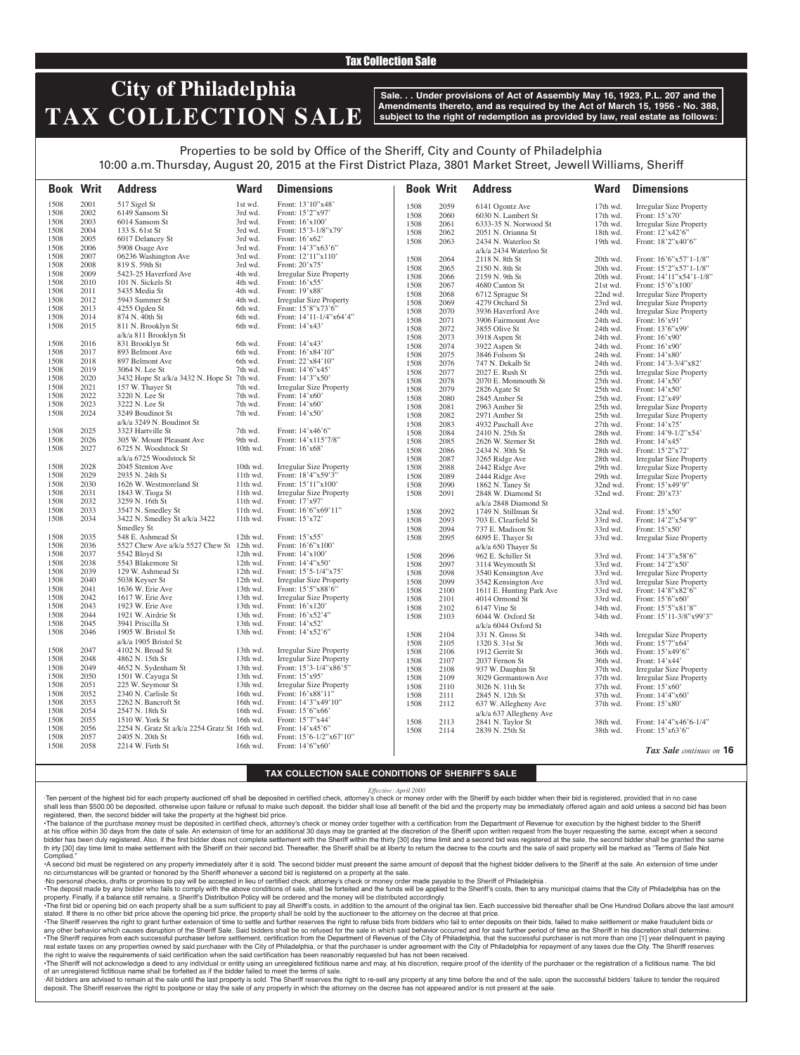Tax Collection Sale

# City of Philadelphia TAX COLLECTION SALE

**Sale. . . Under provisions of Act of Assembly May 16, 1923, P.L. 207 and the Amendments thereto, and as required by the Act of March 15, 1956 - No. 388, subject to the right of redemption as provided by law, real estate as follows:**

Properties to be sold by Office of the Sheriff, City and County of Philadelphia
10:00 a.m. Thursday, August 20, 2015 at the First District Plaza, 3801 Market Street, Jewell Williams, Sheriff

| Book | Writ | Address | Ward | Dimensions |
|---|---|---|---|---|
| 1508 | 2001 | 517 Sigel St | 1st wd. | Front: 13'10"x48' |
| 1508 | 2002 | 6149 Sansom St | 3rd wd. | Front: 15'2"x97' |
| 1508 | 2003 | 6014 Sansom St | 3rd wd. | Front: 16'x100' |
| 1508 | 2004 | 133 S. 61st St | 3rd wd. | Front: 15'3-1/8"x79' |
| 1508 | 2005 | 6017 Delancey St | 3rd wd. | Front: 16'x62' |
| 1508 | 2006 | 5908 Osage Ave | 3rd wd. | Front: 14'3"x63'6" |
| 1508 | 2007 | 06236 Washington Ave | 3rd wd. | Front: 12'11"x110' |
| 1508 | 2008 | 819 S. 59th St | 3rd wd. | Front: 20'x75' |
| 1508 | 2009 | 5423-25 Haverford Ave | 4th wd. | Irregular Size Property |
| 1508 | 2010 | 101 N. Sickels St | 4th wd. | Front: 16'x55' |
| 1508 | 2011 | 5435 Media St | 4th wd. | Front: 19'x88' |
| 1508 | 2012 | 5943 Summer St | 4th wd. | Irregular Size Property |
| 1508 | 2013 | 4255 Ogden St | 6th wd. | Front: 15'8"x73'6" |
| 1508 | 2014 | 874 N. 40th St | 6th wd. | Front: 14'11-1/4"x64'4" |
| 1508 | 2015 | 811 N. Brooklyn St a/k/a 811 Brooklyn St | 6th wd. | Front: 14'x43' |
| 1508 | 2016 | 831 Brooklyn St | 6th wd. | Front: 14'x43' |
| 1508 | 2017 | 893 Belmont Ave | 6th wd. | Front: 16'x84'10" |
| 1508 | 2018 | 897 Belmont Ave | 6th wd. | Front: 22'x84'10" |
| 1508 | 2019 | 3064 N. Lee St | 7th wd. | Front: 14'6"x45' |
| 1508 | 2020 | 3432 Hope St a/k/a 3432 N. Hope St | 7th wd. | Front: 14'3"x50' |
| 1508 | 2021 | 157 W. Thayer St | 7th wd. | Irregular Size Property |
| 1508 | 2022 | 3220 N. Lee St | 7th wd. | Front: 14'x60' |
| 1508 | 2023 | 3222 N. Lee St | 7th wd. | Front: 14'x60' |
| 1508 | 2024 | 3249 Boudinot St a/k/a 3249 N. Boudinot St | 7th wd. | Front: 14'x50' |
| 1508 | 2025 | 3323 Hartville St | 7th wd. | Front: 14'x46'6" |
| 1508 | 2026 | 305 W. Mount Pleasant Ave | 9th wd. | Front: 14'x115'7/8" |
| 1508 | 2027 | 6725 N. Woodstock St a/k/a 6725 Woodstock St | 10th wd. | Front: 16'x68' |
| 1508 | 2028 | 2045 Stenton Ave | 10th wd. | Irregular Size Property |
| 1508 | 2029 | 2935 N. 24th St | 11th wd. | Front: 18'4"x59'3" |
| 1508 | 2030 | 1626 W. Westmoreland St | 11th wd. | Front: 15'11"x100' |
| 1508 | 2031 | 1843 W. Tioga St | 11th wd. | Irregular Size Property |
| 1508 | 2032 | 3259 N. 16th St | 11th wd. | Front: 17'x97' |
| 1508 | 2033 | 3547 N. Smedley St | 11th wd. | Front: 16'6"x69'11" |
| 1508 | 2034 | 3422 N. Smedley St a/k/a 3422 Smedley St | 11th wd. | Front: 15'x72' |
| 1508 | 2035 | 548 E. Ashmead St | 12th wd. | Front: 15'x55' |
| 1508 | 2036 | 5527 Chew Ave a/k/a 5527 Chew St | 12th wd. | Front: 16'6"x100' |
| 1508 | 2037 | 5542 Bloyd St | 12th wd. | Front: 14'x100' |
| 1508 | 2038 | 5543 Blakemore St | 12th wd. | Front: 14'4"x50' |
| 1508 | 2039 | 129 W. Ashmead St | 12th wd. | Front: 15'5-1/4"x75' |
| 1508 | 2040 | 5038 Keyser St | 12th wd. | Irregular Size Property |
| 1508 | 2041 | 1636 W. Erie Ave | 13th wd. | Front: 15'5"x88'6" |
| 1508 | 2042 | 1617 W. Erie Ave | 13th wd. | Irregular Size Property |
| 1508 | 2043 | 1923 W. Erie Ave | 13th wd. | Front: 16'x120' |
| 1508 | 2044 | 1921 W. Airdrie St | 13th wd. | Front: 16'x52'4" |
| 1508 | 2045 | 3941 Priscilla St | 13th wd. | Front: 14'x52' |
| 1508 | 2046 | 1905 W. Bristol St a/k/a 1905 Bristol St | 13th wd. | Front: 14'x52'6" |
| 1508 | 2047 | 4102 N. Broad St | 13th wd. | Irregular Size Property |
| 1508 | 2048 | 4862 N. 15th St | 13th wd. | Irregular Size Property |
| 1508 | 2049 | 4652 N. Sydenham St | 13th wd. | Front: 15'3-1/4"x86'5" |
| 1508 | 2050 | 1501 W. Cayuga St | 13th wd. | Front: 15'x95' |
| 1508 | 2051 | 225 W. Seymour St | 13th wd. | Irregular Size Property |
| 1508 | 2052 | 2340 N. Carlisle St | 16th wd. | Front: 16'x88'11" |
| 1508 | 2053 | 2262 N. Bancroft St | 16th wd. | Front: 14'3"x49'10" |
| 1508 | 2054 | 2547 N. 18th St | 16th wd. | Front: 15'6"x66' |
| 1508 | 2055 | 1510 W. York St | 16th wd. | Front: 15'7"x44' |
| 1508 | 2056 | 2254 N. Gratz St a/k/a 2254 Gratz St | 16th wd. | Front: 14'x45'6" |
| 1508 | 2057 | 2405 N. 20th St | 16th wd. | Front: 15'6-1/2"x67'10" |
| 1508 | 2058 | 2214 W. Firth St | 16th wd. | Front: 14'6"x60' |
| 1508 | 2059 | 6141 Ogontz Ave | 17th wd. | Irregular Size Property |
| 1508 | 2060 | 6030 N. Lambert St | 17th wd. | Front: 15'x70' |
| 1508 | 2061 | 6333-35 N. Norwood St | 17th wd. | Irregular Size Property |
| 1508 | 2062 | 2051 N. Orianna St | 18th wd. | Front: 12'x42'6" |
| 1508 | 2063 | 2434 N. Waterloo St a/k/a 2434 Waterloo St | 19th wd. | Front: 18'2"x40'6" |
| 1508 | 2064 | 2118 N. 8th St | 20th wd. | Front: 16'6"x57'1-1/8" |
| 1508 | 2065 | 2150 N. 8th St | 20th wd. | Front: 15'2"x57'1-1/8" |
| 1508 | 2066 | 2159 N. 9th St | 20th wd. | Front: 14'11"x54'1-1/8" |
| 1508 | 2067 | 4680 Canton St | 21st wd. | Front: 15'6"x100' |
| 1508 | 2068 | 6712 Sprague St | 22nd wd. | Irregular Size Property |
| 1508 | 2069 | 4279 Orchard St | 23rd wd. | Irregular Size Property |
| 1508 | 2070 | 3936 Haverford Ave | 24th wd. | Irregular Size Property |
| 1508 | 2071 | 3906 Fairmount Ave | 24th wd. | Front: 16'x91' |
| 1508 | 2072 | 3855 Olive St | 24th wd. | Front: 13'6"x99' |
| 1508 | 2073 | 3918 Aspen St | 24th wd. | Front: 16'x90' |
| 1508 | 2074 | 3922 Aspen St | 24th wd. | Front: 16'x90' |
| 1508 | 2075 | 3846 Folsom St | 24th wd. | Front: 14'x80' |
| 1508 | 2076 | 747 N. Dekalb St | 24th wd. | Front: 14'3-3/4"x82' |
| 1508 | 2077 | 2027 E. Rush St | 25th wd. | Irregular Size Property |
| 1508 | 2078 | 2070 E. Monmouth St | 25th wd. | Front: 14'x50' |
| 1508 | 2079 | 2826 Agate St | 25th wd. | Front: 14'x50' |
| 1508 | 2080 | 2845 Amber St | 25th wd. | Front: 12'x49' |
| 1508 | 2081 | 2963 Amber St | 25th wd. | Irregular Size Property |
| 1508 | 2082 | 2971 Amber St | 25th wd. | Irregular Size Property |
| 1508 | 2083 | 4932 Paschall Ave | 27th wd. | Front: 14'x75' |
| 1508 | 2084 | 2410 N. 25th St | 28th wd. | Front: 14'9-1/2"x54' |
| 1508 | 2085 | 2626 W. Sterner St | 28th wd. | Front: 14'x45' |
| 1508 | 2086 | 2434 N. 30th St | 28th wd. | Front: 15'2"x72' |
| 1508 | 2087 | 3265 Ridge Ave | 28th wd. | Irregular Size Property |
| 1508 | 2088 | 2442 Ridge Ave | 29th wd. | Irregular Size Property |
| 1508 | 2089 | 2444 Ridge Ave | 29th wd. | Irregular Size Property |
| 1508 | 2090 | 1862 N. Taney St | 32nd wd. | Front: 15'x49'9" |
| 1508 | 2091 | 2848 W. Diamond St a/k/a 2848 Diamond St | 32nd wd. | Front: 20'x73' |
| 1508 | 2092 | 1749 N. Stillman St | 32nd wd. | Front: 15'x50' |
| 1508 | 2093 | 703 E. Clearfield St | 33rd wd. | Front: 14'2"x54'9" |
| 1508 | 2094 | 737 E. Madison St | 33rd wd. | Front: 15'x50' |
| 1508 | 2095 | 6095 E. Thayer St a/k/a 650 Thayer St | 33rd wd. | Irregular Size Property |
| 1508 | 2096 | 962 E. Schiller St | 33rd wd. | Front: 14'3"x58'6" |
| 1508 | 2097 | 3114 Weymouth St | 33rd wd. | Front: 14'2"x50' |
| 1508 | 2098 | 3540 Kensington Ave | 33rd wd. | Irregular Size Property |
| 1508 | 2099 | 3542 Kensington Ave | 33rd wd. | Irregular Size Property |
| 1508 | 2100 | 1611 E. Hunting Park Ave | 33rd wd. | Front: 14'8"x82'6" |
| 1508 | 2101 | 4014 Ormond St | 33rd wd. | Front: 15'6"x60' |
| 1508 | 2102 | 6147 Vine St | 34th wd. | Front: 15'5"x81'8" |
| 1508 | 2103 | 6044 W. Oxford St a/k/a 6044 Oxford St | 34th wd. | Front: 15'11-3/8"x99'3" |
| 1508 | 2104 | 331 N. Gross St | 34th wd. | Irregular Size Property |
| 1508 | 2105 | 1320 S. 31st St | 36th wd. | Front: 15'7"x64' |
| 1508 | 2106 | 1912 Gerritt St | 36th wd. | Front: 15'x49'6" |
| 1508 | 2107 | 2037 Fernon St | 36th wd. | Front: 14'x44' |
| 1508 | 2108 | 937 W. Dauphin St | 37th wd. | Irregular Size Property |
| 1508 | 2109 | 3029 Germantown Ave | 37th wd. | Irregular Size Property |
| 1508 | 2110 | 3026 N. 11th St | 37th wd. | Front: 15'x60' |
| 1508 | 2111 | 2845 N. 12th St | 37th wd. | Front: 14'4"x60' |
| 1508 | 2112 | 637 W. Allegheny Ave a/k/a 637 Allegheny Ave | 37th wd. | Front: 15'x80' |
| 1508 | 2113 | 2841 N. Taylor St | 38th wd. | Front: 14'4"x46'6-1/4" |
| 1508 | 2114 | 2839 N. 25th St | 38th wd. | Front: 15'x63'6" |

*Tax Sale continues on* **16**

## TAX COLLECTION SALE CONDITIONS OF SHERIFF'S SALE

*Effective: April 2000*

·Ten percent of the highest bid for each property auctioned off shall be deposited in certified check, attorney's check or money order with the Sheriff by each bidder when their bid is registered, provided that in no case shall less than $500.00 be deposited, otherwise upon failure or refusal to make such deposit, the bidder shall lose all benefit of the bid and the property may be immediately offered again and sold unless a second bid has been registered, then, the second bidder will take the property at the highest bid price.

•The balance of the purchase money must be deposited in certified check, attorney's check or money order together with a certification from the Department of Revenue for execution by the highest bidder to the Sheriff at his office within 30 days from the date of sale. An extension of time for an additional 30 days may be granted at the discretion of the Sheriff upon written request from the buyer requesting the same, except when a second bidder has been duly registered. Also, if the first bidder does not complete settlement with the Sheriff within the thirty [30] day time limit and a second bid was registered at the sale, the second bidder shall be granted the same th irty [30] day time limit to make settlement with the Sheriff on their second bid. Thereafter, the Sheriff shall be at liberty to return the decree to the courts and the sale of said property will be marked as "Terms of Sale Not Complied."

•A second bid must be registered on any property immediately after it is sold. The second bidder must present the same amount of deposit that the highest bidder delivers to the Sheriff at the sale. An extension of time under no circumstances will be granted or honored by the Sheriff whenever a second bid is registered on a property at the sale.

·No personal checks, drafts or promises to pay will be accepted in lieu of certified check, attorney's check or money order made payable to the Sheriff of Philadelphia .

•The deposit made by any bidder who fails to comply with the above conditions of sale, shall be forteited and the funds will be applied to the Sheriff's costs, then to any municipal claims that the City of Philadelphia has on the property. Finally, if a balance still remains, a Sheriff's Distribution Policy will be ordered and the money will be distributed accordingly.

•The first bid or opening bid on each property shall be a sum sufficient to pay all Sheriff's costs, in addition to the amount of the original tax lien. Each successive bid thereafter shall be One Hundred Dollars above the last amount stated. If there is no other bid price above the opening bid price, the property shall be sold by the auctioneer to the attorney on the decree at that price.

•The Sheriff reserves the right to grant further extension of time to settle and further reserves the right to refuse bids from bidders who fail to enter deposits on their bids, failed to make settlement or make fraudulent bids or any other behavior which causes disruption of the Sheriff Sale. Said bidders shall be so refused for the sale in which said behavior occurred and for said further period of time as the Sheriff in his discretion shall determine.

•The Sheriff requires from each successful purchaser before settlement, certification from the Department of Revenue of the City of Philadelphia, that the successful purchaser is not more than one [1] year delinquent in paying real estate taxes on any properties owned by said purchaser with the City of Philadelphia, or that the purchaser is under agreement with the City of Philadelphia for repayment of any taxes due the City. The Sheriff reserves the right to waive the requirements of said certification when the said certification has been reasonably requested but has not been received.

•The Sheriff will not acknowledge a deed to any individual or entity using an unregistered fictitious name and may, at his discretion, require proof of the identity of the purchaser or the registration of a fictitious name. The bid of an unregistered fictitious name shall be forfeited as if the bidder failed to meet the terms of sale.

·All bidders are advised to remain at the sale until the last property is sold. The Sheriff reserves the right to re-sell any property at any time before the end of the sale, upon the successful bidders' failure to tender the required deposit. The Sheriff reserves the right to postpone or stay the sale of any property in which the attorney on the decree has not appeared and/or is not present at the sale.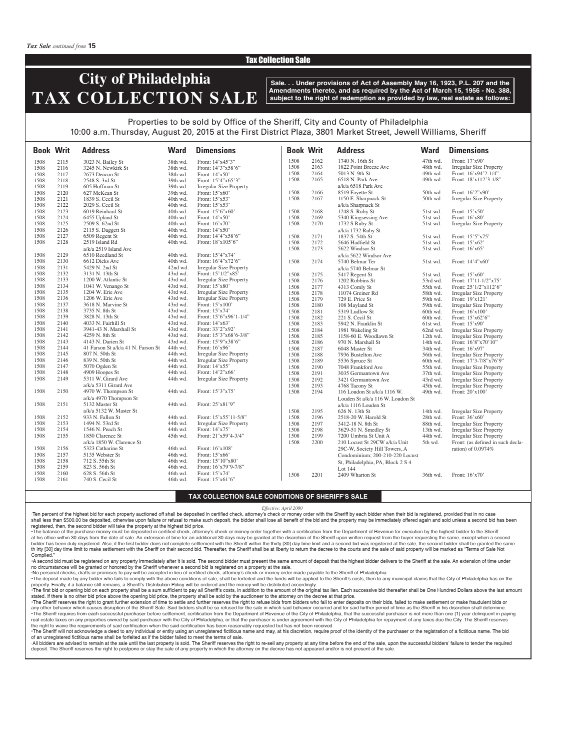*Tax Sale continued from* **15**

Tax Collection Sale

# City of Philadelphia TAX COLLECTION SALE

**Sale. . . Under provisions of Act of Assembly May 16, 1923, P.L. 207 and the Amendments thereto, and as required by the Act of March 15, 1956 - No. 388, subject to the right of redemption as provided by law, real estate as follows:**

Properties to be sold by Office of the Sheriff, City and County of Philadelphia
10:00 a.m. Thursday, August 20, 2015 at the First District Plaza, 3801 Market Street, Jewell Williams, Sheriff

| Book | Writ | Address | Ward | Dimensions |
|---|---|---|---|---|
| 1508 | 2115 | 3023 N. Bailey St | 38th wd. | Front: 14'x45'3" |
| 1508 | 2116 | 3245 N. Newkirk St | 38th wd. | Front: 14'3"x58'6" |
| 1508 | 2117 | 2673 Deacon St | 38th wd. | Front: 14'x50' |
| 1508 | 2118 | 2548 S. 3rd St | 39th wd. | Front: 15'4"x65'3" |
| 1508 | 2119 | 605 Hoffman St | 39th wd. | Irregular Size Property |
| 1508 | 2120 | 627 McKean St | 39th wd. | Front: 15'x60' |
| 1508 | 2121 | 1839 S. Cecil St | 40th wd. | Front: 15'x53' |
| 1508 | 2122 | 2029 S. Cecil St | 40th wd. | Front: 15'x53' |
| 1508 | 2123 | 6019 Reinhard St | 40th wd. | Front: 15'6"x60' |
| 1508 | 2124 | 6455 Upland St | 40th wd. | Front: 14'x50' |
| 1508 | 2125 | 2509 S. 62nd St | 40th wd. | Front: 16'x70' |
| 1508 | 2126 | 2115 S. Daggett St | 40th wd. | Front: 14'x50' |
| 1508 | 2127 | 6509 Regent St | 40th wd. | Front: 14'4"x58'6" |
| 1508 | 2128 | 2519 Island Rd a/k/a 2519 Island Ave | 40th wd. | Front: 18'x105'6" |
| 1508 | 2129 | 6510 Reedland St | 40th wd. | Front: 15'4"x74' |
| 1508 | 2130 | 6612 Dicks Ave | 40th wd. | Front: 16'4"x72'6" |
| 1508 | 2131 | 5429 N. 2nd St | 42nd wd. | Irregular Size Property |
| 1508 | 2132 | 3131 N. 13th St | 43rd wd. | Front: 15'1/2"x85' |
| 1508 | 2133 | 1200 W. Atlantic St | 43rd wd. | Irregular Size Property |
| 1508 | 2134 | 1041 W. Venango St | 43rd wd. | Front: 15'x80' |
| 1508 | 2135 | 1204 W. Erie Ave | 43rd wd. | Irregular Size Property |
| 1508 | 2136 | 1206 W. Erie Ave | 43rd wd. | Irregular Size Property |
| 1508 | 2137 | 3618 N. Marvine St | 43rd wd. | Front: 15'x100' |
| 1508 | 2138 | 3735 N. 8th St | 43rd wd. | Front: 15'x74' |
| 1508 | 2139 | 3828 N. 13th St | 43rd wd. | Front: 15'6"x96'1-1/4" |
| 1508 | 2140 | 4033 N. Fairhill St | 43rd wd. | Front: 14'x63' |
| 1508 | 2141 | 3941-43 N. Marshall St | 43rd wd. | Front: 33'2"x92' |
| 1508 | 2142 | 4259 N. 8th St | 43rd wd. | Front: 15'3"x68'6-3/8" |
| 1508 | 2143 | 4143 N. Darien St | 43rd wd. | Front: 15'9"x38'6" |
| 1508 | 2144 | 41 Farson St a/k/a 41 N. Farson St | 44th wd. | Front: 16'x96' |
| 1508 | 2145 | 807 N. 50th St | 44th wd. | Irregular Size Property |
| 1508 | 2146 | 839 N. 50th St | 44th wd. | Irregular Size Property |
| 1508 | 2147 | 5070 Ogden St | 44th wd. | Front: 14'x55' |
| 1508 | 2148 | 4909 Hoopes St | 44th wd. | Front: 14'2"x66' |
| 1508 | 2149 | 5311 W. Girard Ave a/k/a 5311 Girard Ave | 44th wd. | Irregular Size Property |
| 1508 | 2150 | 4970 W. Thompson St a/k/a 4970 Thompson St | 44th wd. | Front: 15'3"x75' |
| 1508 | 2151 | 5132 Master St a/k/a 5132 W. Master St | 44th wd. | Front: 25'x81'9" |
| 1508 | 2152 | 933 N. Fallon St | 44th wd. | Front: 15'x55'11-5/8" |
| 1508 | 2153 | 1494 N. 53rd St | 44th wd. | Irregular Size Property |
| 1508 | 2154 | 1546 N. Peach St | 44th wd. | Front: 14'x75' |
| 1508 | 2155 | 1850 Clarence St a/k/a 1850 W. Clarence St | 45th wd. | Front: 21'x59'4-3/4" |
| 1508 | 2156 | 5323 Catharine St | 46th wd. | Front: 16'x108' |
| 1508 | 2157 | 5135 Webster St | 46th wd. | Front: 15'x66' |
| 1508 | 2158 | 712 S. 55th St | 46th wd. | Front: 15'10"x80' |
| 1508 | 2159 | 823 S. 56th St | 46th wd. | Front: 16'x79'9-7/8" |
| 1508 | 2160 | 628 S. 56th St | 46th wd. | Front: 15'x74' |
| 1508 | 2161 | 740 S. Cecil St | 46th wd. | Front: 15'x61'6" |
| 1508 | 2162 | 1740 N. 16th St | 47th wd. | Front: 17'x90' |
| 1508 | 2163 | 1822 Point Breeze Ave | 48th wd. | Irregular Size Property |
| 1508 | 2164 | 5013 N. 9th St | 49th wd. | Front: 16'x94'2-1/4" |
| 1508 | 2165 | 6518 N. Park Ave a/k/a 6518 Park Ave | 49th wd. | Front: 18'x112'3-1/8" |
| 1508 | 2166 | 8519 Fayette St | 50th wd. | Front: 16'2"x90' |
| 1508 | 2167 | 1150 E. Sharpnack St a/k/a Sharpnack St | 50th wd. | Irregular Size Property |
| 1508 | 2168 | 1248 S. Ruby St | 51st wd. | Front: 15'x50' |
| 1508 | 2169 | 5340 Kingsessing Ave | 51st wd. | Front: 16'x80' |
| 1508 | 2170 | 1732 S Ruby St a/k/a 1732 Ruby St | 51st wd. | Irregular Size Property |
| 1508 | 2171 | 1837 S. 54th St | 51st wd. | Front: 15'5"x75' |
| 1508 | 2172 | 5646 Hadfield St | 51st wd. | Front: 15'x62' |
| 1508 | 2173 | 5622 Windsor St a/k/a 5622 Windsor Ave | 51st wd. | Front: 16'x65' |
| 1508 | 2174 | 5740 Belmar Ter a/k/a 5740 Belmar St | 51st wd. | Front: 14'4"x60' |
| 1508 | 2175 | 5417 Regent St | 51st wd. | Front: 15'x60' |
| 1508 | 2176 | 1202 Robbins St | 53rd wd. | Front: 17'11-1/2"x75' |
| 1508 | 2177 | 4313 Comly St | 55th wd. | Front: 25'1/2"x112'6" |
| 1508 | 2178 | 11074 Greiner Rd | 58th wd. | Irregular Size Property |
| 1508 | 2179 | 729 E. Price St | 59th wd. | Front: 19'x121' |
| 1508 | 2180 | 108 Mayland St | 59th wd. | Irregular Size Property |
| 1508 | 2181 | 5319 Ludlow St | 60th wd. | Front: 16'x100' |
| 1508 | 2182 | 221 S. Cecil St | 60th wd. | Front: 15'x62'6" |
| 1508 | 2183 | 5942 N. Franklin St | 61st wd. | Front: 15'x90' |
| 1508 | 2184 | 1981 Wakeling St | 62nd wd. | Irregular Size Property |
| 1508 | 2185 | 1158-60 E. Woodlawn St | 12th wd. | Irregular Size Property |
| 1508 | 2186 | 970 N. Marshall St | 14th wd. | Front: 16'8"x70'10" |
| 1508 | 2187 | 6048 Master St | 34th wd. | Front: 16'x97' |
| 1508 | 2188 | 7936 Bustelton Ave | 56th wd. | Irregular Size Property |
| 1508 | 2189 | 5536 Spruce St | 60th wd. | Front: 17'3-7/8"x76'9" |
| 1508 | 2190 | 7048 Frankford Ave | 55th wd. | Irregular Size Property |
| 1508 | 2191 | 3035 Germantown Ave | 37th wd. | Irregular Size Property |
| 1508 | 2192 | 3421 Germantown Ave | 43rd wd. | Irregular Size Property |
| 1508 | 2193 | 4768 Tacony St | 45th wd. | Irregular Size Property |
| 1508 | 2194 | 116 Loudon St a/k/a 1116 W. Louden St a/k/a 116 W. Loudon St a/k/a 1116 Louden St | 49th wd. | Front: 20'x100' |
| 1508 | 2195 | 626 N. 13th St | 14th wd. | Irregular Size Property |
| 1508 | 2196 | 2518-20 W. Harold St | 28th wd. | Front: 36'x60' |
| 1508 | 2197 | 3412-18 N. 8th St | 88th wd. | Irregular Size Property |
| 1508 | 2198 | 3629-51 N. Smedley St | 13th wd. | Irregular Size Property |
| 1508 | 2199 | 7200 Umbria St Unit A | 44th wd. | Irregular Size Property |
| 1508 | 2200 | 210 Locust St 29CW a/k/a Unit 29C-W, Society Hill Towers, A Condominium; 200-210-220 Locust St, Philadelphia, PA, Block 2 S 4 Lot 144 | 5th wd. | Front: (as defined in such declaration) of 0.0974% |
| 1508 | 2201 | 2409 Wharton St | 36th wd. | Front: 16'x70' |

## TAX COLLECTION SALE CONDITIONS OF SHERIFF'S SALE

*Effective: April 2000*

·Ten percent of the highest bid for each property auctioned off shall be deposited in certified check, attorney's check or money order with the Sheriff by each bidder when their bid is registered, provided that in no case shall less than $500.00 be deposited, otherwise upon failure or refusal to make such deposit, the bidder shall lose all benefit of the bid and the property may be immediately offered again and sold unless a second bid has been registered, then, the second bidder will take the property at the highest bid price.

•The balance of the purchase money must be deposited in certified check, attorney's check or money order together with a certification from the Department of Revenue for execution by the highest bidder to the Sheriff at his office within 30 days from the date of sale. An extension of time for an additional 30 days may be granted at the discretion of the Sheriff upon written request from the buyer requesting the same, except when a second bidder has been duly registered. Also, if the first bidder does not complete settlement with the Sheriff within the thirty [30] day time limit and a second bid was registered at the sale, the second bidder shall be granted the same th irty [30] day time limit to make settlement with the Sheriff on their second bid. Thereafter, the Sheriff shall be at liberty to return the decree to the courts and the sale of said property will be marked as "Terms of Sale Not Complied."

•A second bid must be registered on any property immediately after it is sold. The second bidder must present the same amount of deposit that the highest bidder delivers to the Sheriff at the sale. An extension of time under no circumstances will be granted or honored by the Sheriff whenever a second bid is registered on a property at the sale.

·No personal checks, drafts or promises to pay will be accepted in lieu of certified check, attorney's check or money order made payable to the Sheriff of Philadelphia .

•The deposit made by any bidder who fails to comply with the above conditions of sale, shall be forteited and the funds will be applied to the Sheriff's costs, then to any municipal claims that the City of Philadelphia has on the property. Finally, if a balance still remains, a Sheriff's Distribution Policy will be ordered and the money will be distributed accordingly.

•The first bid or opening bid on each property shall be a sum sufficient to pay all Sheriff's costs, in addition to the amount of the original tax lien. Each successive bid thereafter shall be One Hundred Dollars above the last amount stated. If there is no other bid price above the opening bid price, the property shall be sold by the auctioneer to the attorney on the decree at that price.

•The Sheriff reserves the right to grant further extension of time to settle and further reserves the right to refuse bids from bidders who fail to enter deposits on their bids, failed to make settlement or make fraudulent bids or any other behavior which causes disruption of the Sheriff Sale. Said bidders shall be so refused for the sale in which said behavior occurred and for said further period of time as the Sheriff in his discretion shall determine.

•The Sheriff requires from each successful purchaser before settlement, certification from the Department of Revenue of the City of Philadelphia, that the successful purchaser is not more than one [1] year delinquent in paying real estate taxes on any properties owned by said purchaser with the City of Philadelphia, or that the purchaser is under agreement with the City of Philadelphia for repayment of any taxes due the City. The Sheriff reserves the right to waive the requirements of said certification when the said certification has been reasonably requested but has not been received.

•The Sheriff will not acknowledge a deed to any individual or entity using an unregistered fictitious name and may, at his discretion, require proof of the identity of the purchaser or the registration of a fictitious name. The bid of an unregistered fictitious name shall be forfeited as if the bidder failed to meet the terms of sale.

·All bidders are advised to remain at the sale until the last property is sold. The Sheriff reserves the right to re-sell any property at any time before the end of the sale, upon the successful bidders' failure to tender the required deposit. The Sheriff reserves the right to postpone or stay the sale of any property in which the attorney on the decree has not appeared and/or is not present at the sale.